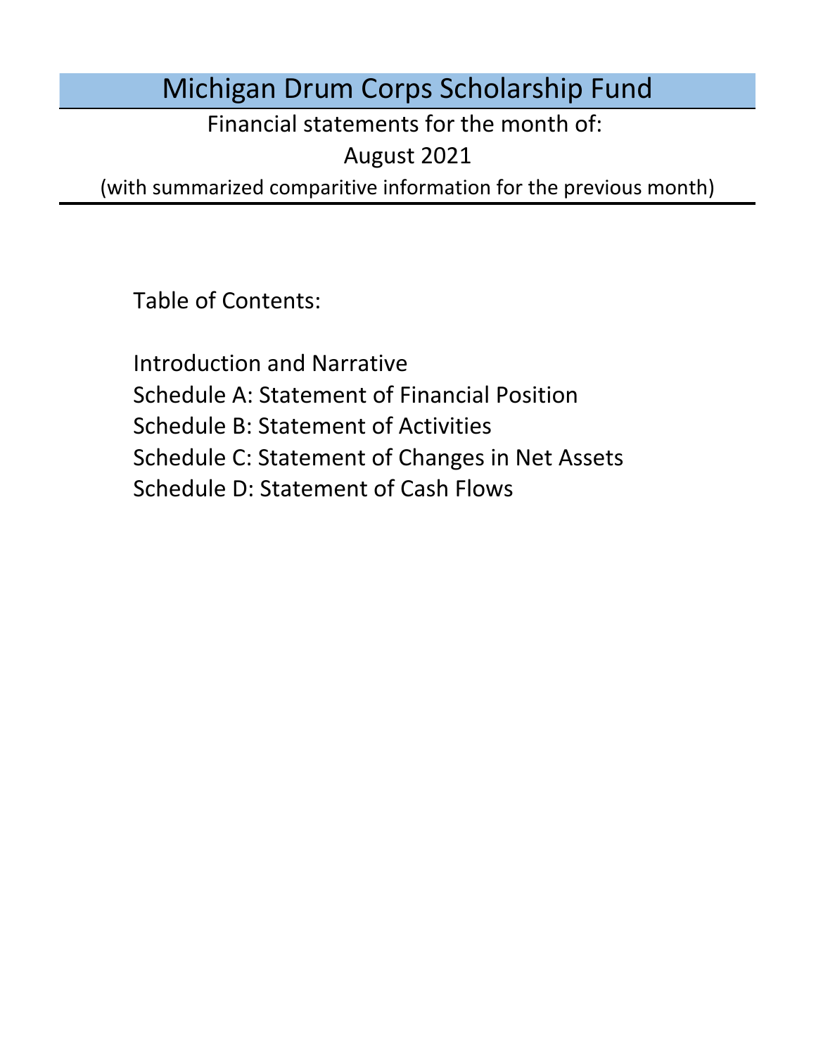# Michigan Drum Corps Scholarship Fund

Financial statements for the month of:

August 2021

(with summarized comparitive information for the previous month)

Table of Contents:

Introduction and Narrative

Schedule A: Statement of Financial Position

Schedule B: Statement of Activities

Schedule C: Statement of Changes in Net Assets

Schedule D: Statement of Cash Flows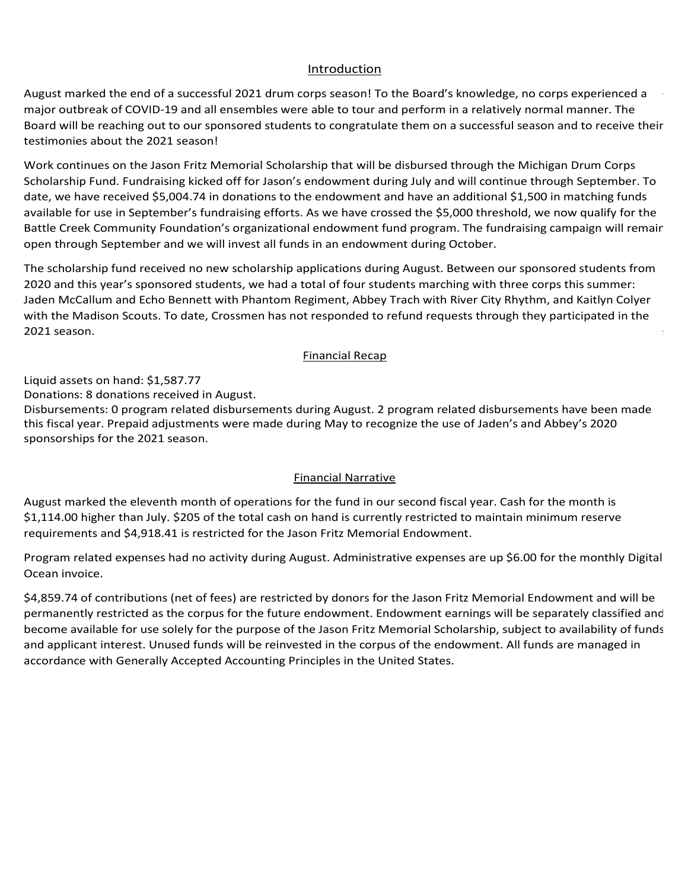## Introduction

August marked the end of a successful 2021 drum corps season! To the Board's knowledge, no corps experienced a major outbreak of COVID-19 and all ensembles were able to tour and perform in a relatively normal manner. The Board will be reaching out to our sponsored students to congratulate them on a successful season and to receive their testimonies about the 2021 season!

Work continues on the Jason Fritz Memorial Scholarship that will be disbursed through the Michigan Drum Corps Scholarship Fund. Fundraising kicked off for Jason's endowment during July and will continue through September. To date, we have received $5,004.74 in donations to the endowment and have an additional $1,500 in matching funds available for use in September's fundraising efforts. As we have crossed the $5,000 threshold, we now qualify for the Battle Creek Community Foundation's organizational endowment fund program. The fundraising campaign will remain open through September and we will invest all funds in an endowment during October.

The scholarship fund received no new scholarship applications during August. Between our sponsored students from 2020 and this year's sponsored students, we had a total of four students marching with three corps this summer: Jaden McCallum and Echo Bennett with Phantom Regiment, Abbey Trach with River City Rhythm, and Kaitlyn Colyer with the Madison Scouts. To date, Crossmen has not responded to refund requests through they participated in the 2021 season.

## Financial Recap

Liquid assets on hand: $1,587.77
Donations: 8 donations received in August.
Disbursements: 0 program related disbursements during August. 2 program related disbursements have been made this fiscal year. Prepaid adjustments were made during May to recognize the use of Jaden's and Abbey's 2020 sponsorships for the 2021 season.

## Financial Narrative

August marked the eleventh month of operations for the fund in our second fiscal year. Cash for the month is $1,114.00 higher than July. $205 of the total cash on hand is currently restricted to maintain minimum reserve requirements and $4,918.41 is restricted for the Jason Fritz Memorial Endowment.

Program related expenses had no activity during August. Administrative expenses are up $6.00 for the monthly Digital Ocean invoice.

$4,859.74 of contributions (net of fees) are restricted by donors for the Jason Fritz Memorial Endowment and will be permanently restricted as the corpus for the future endowment. Endowment earnings will be separately classified and become available for use solely for the purpose of the Jason Fritz Memorial Scholarship, subject to availability of funds and applicant interest. Unused funds will be reinvested in the corpus of the endowment. All funds are managed in accordance with Generally Accepted Accounting Principles in the United States.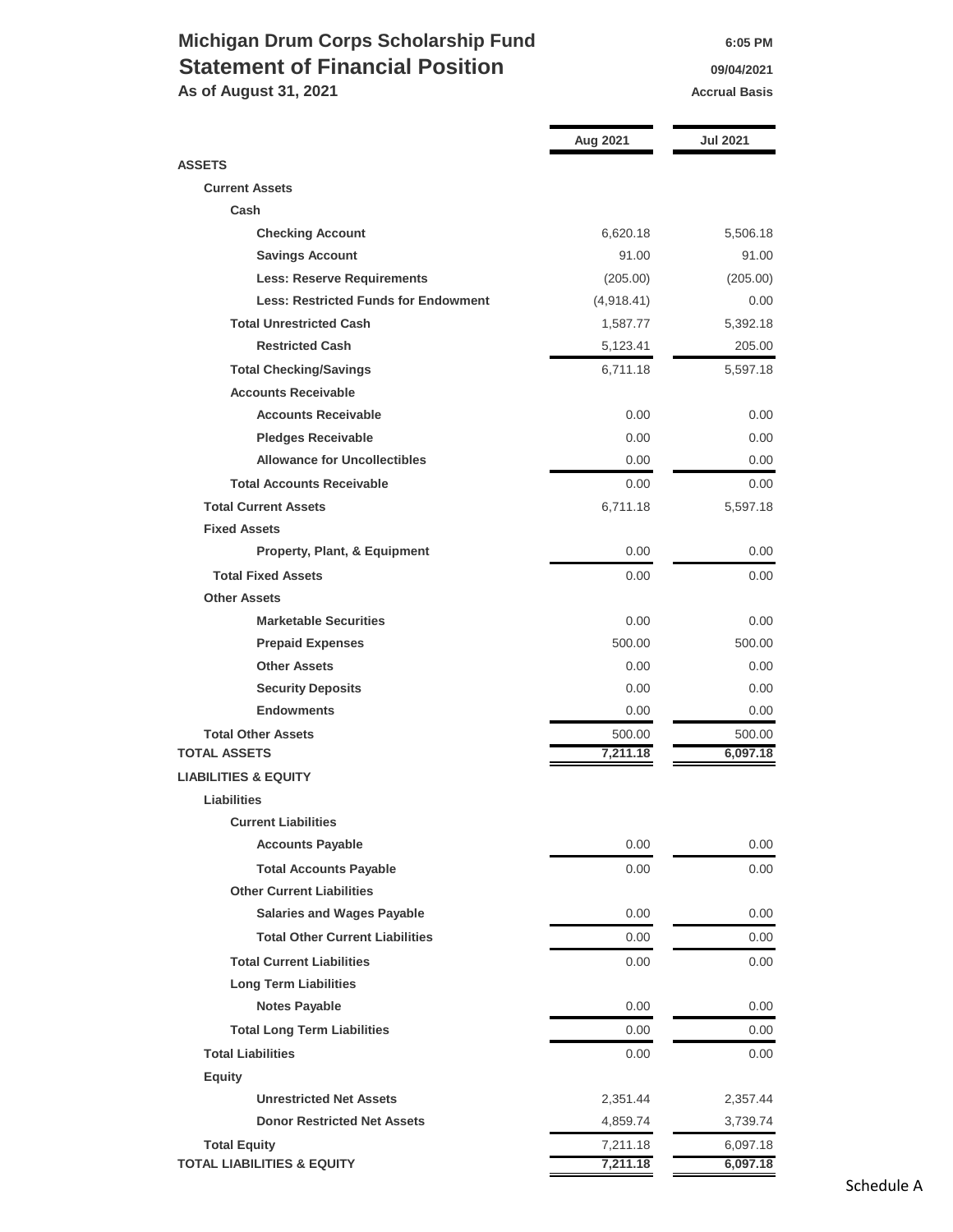# Michigan Drum Corps Scholarship Fund

## Statement of Financial Position

**As of August 31, 2021**

6:05 PM
09/04/2021
Accrual Basis

| | Aug 2021 | Jul 2021 |
|---|---|---|
| **ASSETS** | | |
| **Current Assets** | | |
| **Cash** | | |
| **Checking Account** | 6,620.18 | 5,506.18 |
| **Savings Account** | 91.00 | 91.00 |
| **Less: Reserve Requirements** | (205.00) | (205.00) |
| **Less: Restricted Funds for Endowment** | (4,918.41) | 0.00 |
| **Total Unrestricted Cash** | 1,587.77 | 5,392.18 |
| **Restricted Cash** | 5,123.41 | 205.00 |
| **Total Checking/Savings** | 6,711.18 | 5,597.18 |
| **Accounts Receivable** | | |
| **Accounts Receivable** | 0.00 | 0.00 |
| **Pledges Receivable** | 0.00 | 0.00 |
| **Allowance for Uncollectibles** | 0.00 | 0.00 |
| **Total Accounts Receivable** | 0.00 | 0.00 |
| **Total Current Assets** | 6,711.18 | 5,597.18 |
| **Fixed Assets** | | |
| **Property, Plant, & Equipment** | 0.00 | 0.00 |
| **Total Fixed Assets** | 0.00 | 0.00 |
| **Other Assets** | | |
| **Marketable Securities** | 0.00 | 0.00 |
| **Prepaid Expenses** | 500.00 | 500.00 |
| **Other Assets** | 0.00 | 0.00 |
| **Security Deposits** | 0.00 | 0.00 |
| **Endowments** | 0.00 | 0.00 |
| **Total Other Assets** | 500.00 | 500.00 |
| **TOTAL ASSETS** | **7,211.18** | **6,097.18** |
| **LIABILITIES & EQUITY** | | |
| **Liabilities** | | |
| **Current Liabilities** | | |
| **Accounts Payable** | 0.00 | 0.00 |
| **Total Accounts Payable** | 0.00 | 0.00 |
| **Other Current Liabilities** | | |
| **Salaries and Wages Payable** | 0.00 | 0.00 |
| **Total Other Current Liabilities** | 0.00 | 0.00 |
| **Total Current Liabilities** | 0.00 | 0.00 |
| **Long Term Liabilities** | | |
| **Notes Payable** | 0.00 | 0.00 |
| **Total Long Term Liabilities** | 0.00 | 0.00 |
| **Total Liabilities** | 0.00 | 0.00 |
| **Equity** | | |
| **Unrestricted Net Assets** | 2,351.44 | 2,357.44 |
| **Donor Restricted Net Assets** | 4,859.74 | 3,739.74 |
| **Total Equity** | 7,211.18 | 6,097.18 |
| **TOTAL LIABILITIES & EQUITY** | **7,211.18** | **6,097.18** |

Schedule A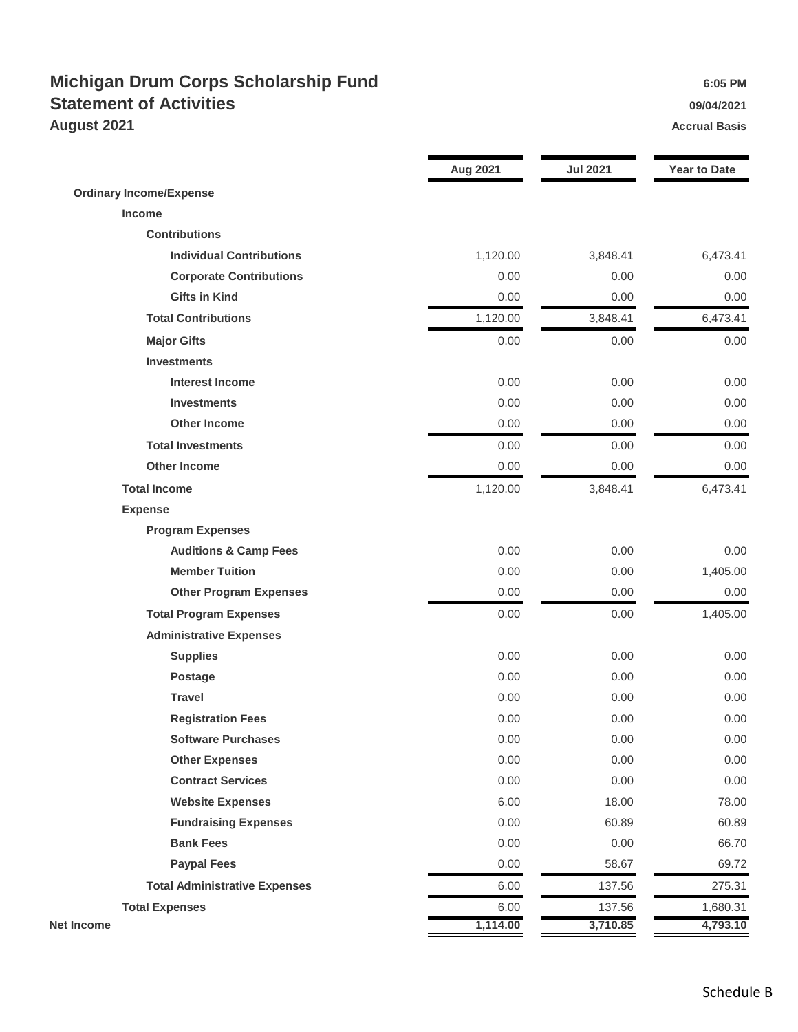# Michigan Drum Corps Scholarship Fund

## Statement of Activities

### August 2021

6:05 PM
09/04/2021
Accrual Basis

| | Aug 2021 | Jul 2021 | Year to Date |
|---|---|---|---|
| **Ordinary Income/Expense** | | | |
| **Income** | | | |
| **Contributions** | | | |
| **Individual Contributions** | 1,120.00 | 3,848.41 | 6,473.41 |
| **Corporate Contributions** | 0.00 | 0.00 | 0.00 |
| **Gifts in Kind** | 0.00 | 0.00 | 0.00 |
| **Total Contributions** | 1,120.00 | 3,848.41 | 6,473.41 |
| **Major Gifts** | 0.00 | 0.00 | 0.00 |
| **Investments** | | | |
| **Interest Income** | 0.00 | 0.00 | 0.00 |
| **Investments** | 0.00 | 0.00 | 0.00 |
| **Other Income** | 0.00 | 0.00 | 0.00 |
| **Total Investments** | 0.00 | 0.00 | 0.00 |
| **Other Income** | 0.00 | 0.00 | 0.00 |
| **Total Income** | 1,120.00 | 3,848.41 | 6,473.41 |
| **Expense** | | | |
| **Program Expenses** | | | |
| **Auditions & Camp Fees** | 0.00 | 0.00 | 0.00 |
| **Member Tuition** | 0.00 | 0.00 | 1,405.00 |
| **Other Program Expenses** | 0.00 | 0.00 | 0.00 |
| **Total Program Expenses** | 0.00 | 0.00 | 1,405.00 |
| **Administrative Expenses** | | | |
| **Supplies** | 0.00 | 0.00 | 0.00 |
| **Postage** | 0.00 | 0.00 | 0.00 |
| **Travel** | 0.00 | 0.00 | 0.00 |
| **Registration Fees** | 0.00 | 0.00 | 0.00 |
| **Software Purchases** | 0.00 | 0.00 | 0.00 |
| **Other Expenses** | 0.00 | 0.00 | 0.00 |
| **Contract Services** | 0.00 | 0.00 | 0.00 |
| **Website Expenses** | 6.00 | 18.00 | 78.00 |
| **Fundraising Expenses** | 0.00 | 60.89 | 60.89 |
| **Bank Fees** | 0.00 | 0.00 | 66.70 |
| **Paypal Fees** | 0.00 | 58.67 | 69.72 |
| **Total Administrative Expenses** | 6.00 | 137.56 | 275.31 |
| **Total Expenses** | 6.00 | 137.56 | 1,680.31 |
| **Net Income** | **1,114.00** | **3,710.85** | **4,793.10** |

Schedule B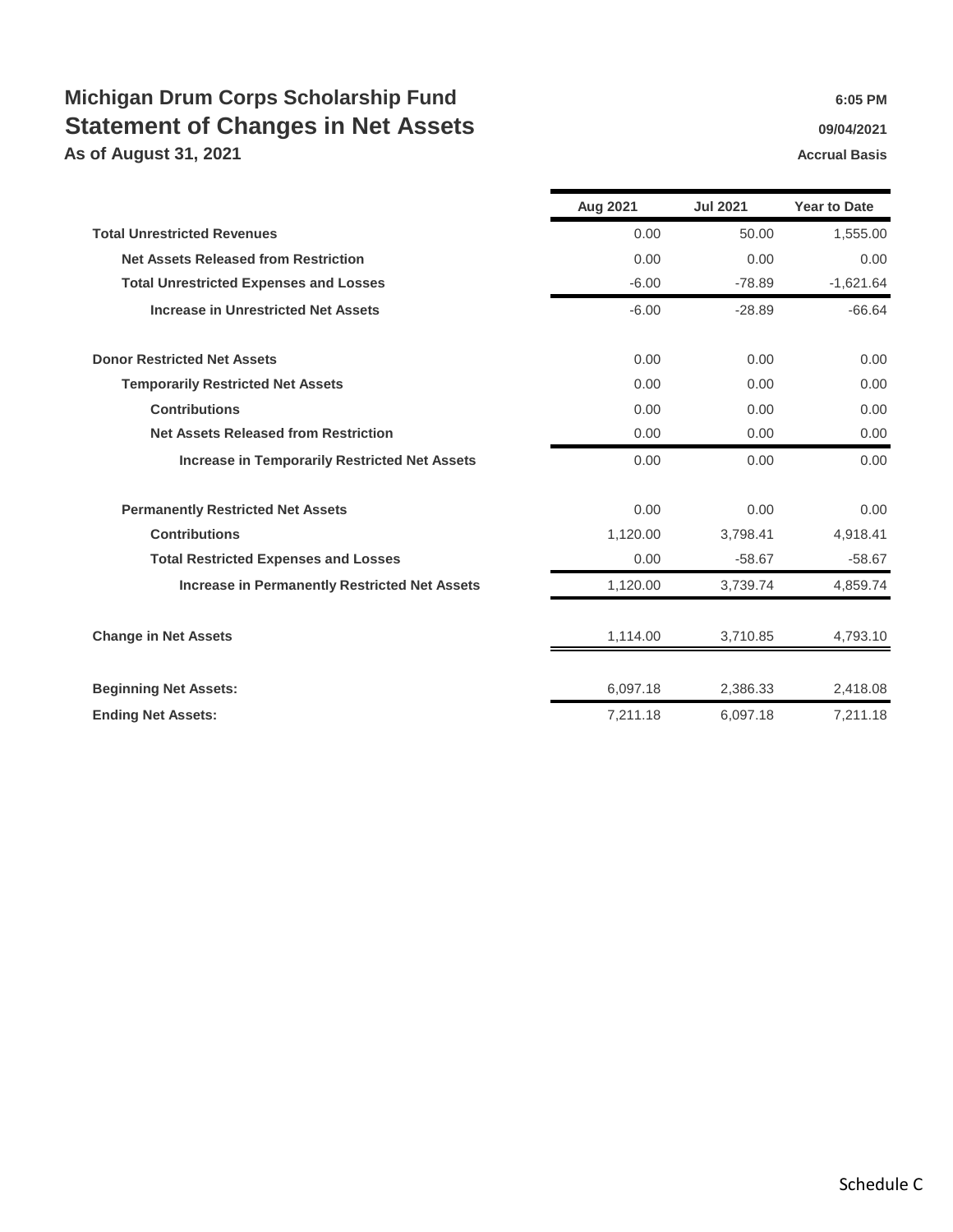# Michigan Drum Corps Scholarship Fund

## Statement of Changes in Net Assets

### As of August 31, 2021

6:05 PM
09/04/2021
Accrual Basis

| | Aug 2021 | Jul 2021 | Year to Date |
|---|---|---|---|
| **Total Unrestricted Revenues** | 0.00 | 50.00 | 1,555.00 |
| **Net Assets Released from Restriction** | 0.00 | 0.00 | 0.00 |
| **Total Unrestricted Expenses and Losses** | -6.00 | -78.89 | -1,621.64 |
| **Increase in Unrestricted Net Assets** | -6.00 | -28.89 | -66.64 |
| | | | |
| **Donor Restricted Net Assets** | 0.00 | 0.00 | 0.00 |
| **Temporarily Restricted Net Assets** | 0.00 | 0.00 | 0.00 |
| **Contributions** | 0.00 | 0.00 | 0.00 |
| **Net Assets Released from Restriction** | 0.00 | 0.00 | 0.00 |
| **Increase in Temporarily Restricted Net Assets** | 0.00 | 0.00 | 0.00 |
| | | | |
| **Permanently Restricted Net Assets** | 0.00 | 0.00 | 0.00 |
| **Contributions** | 1,120.00 | 3,798.41 | 4,918.41 |
| **Total Restricted Expenses and Losses** | 0.00 | -58.67 | -58.67 |
| **Increase in Permanently Restricted Net Assets** | 1,120.00 | 3,739.74 | 4,859.74 |
| | | | |
| **Change in Net Assets** | 1,114.00 | 3,710.85 | 4,793.10 |
| | | | |
| **Beginning Net Assets:** | 6,097.18 | 2,386.33 | 2,418.08 |
| **Ending Net Assets:** | 7,211.18 | 6,097.18 | 7,211.18 |

Schedule C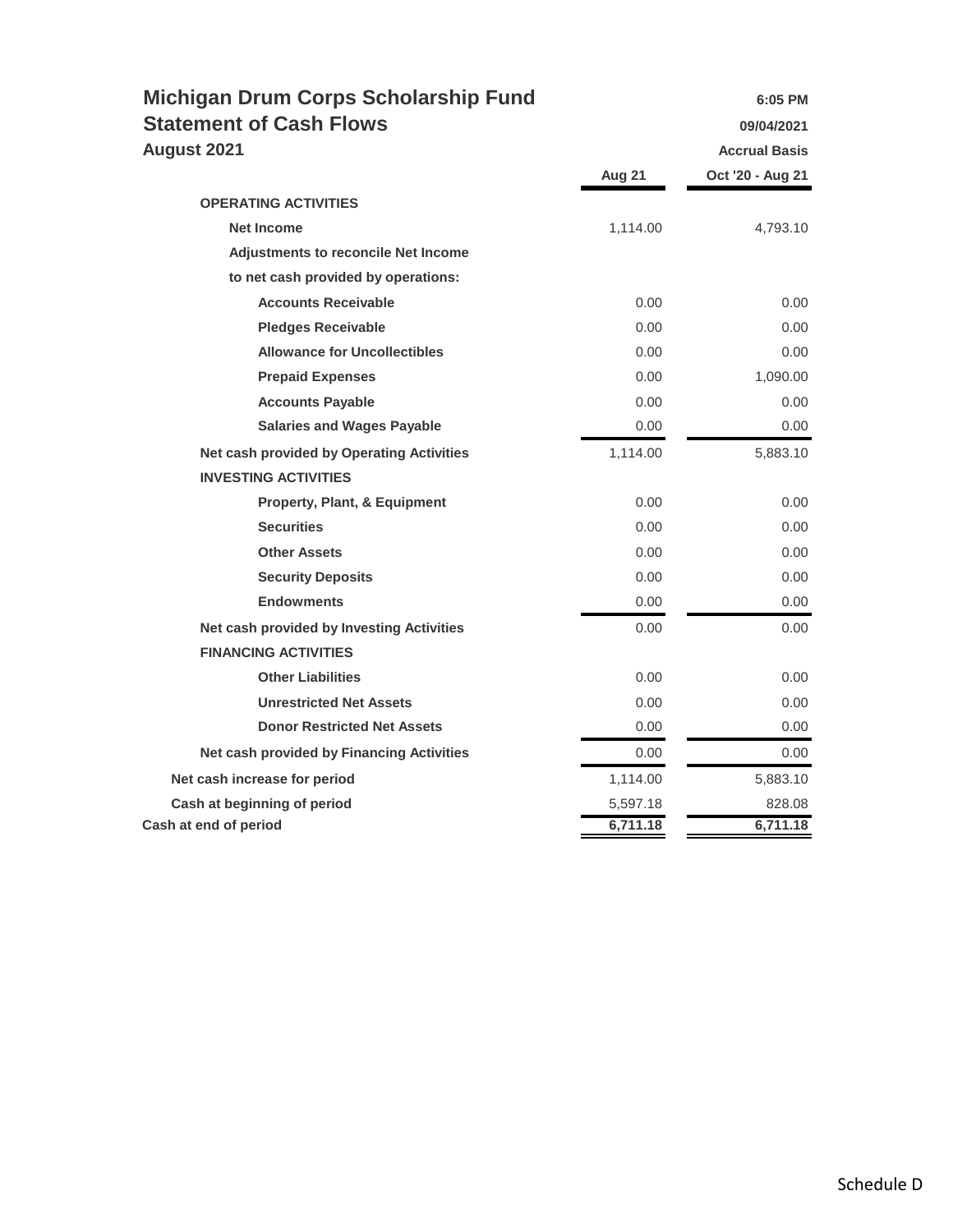# Michigan Drum Corps Scholarship Fund

## Statement of Cash Flows

### August 2021

6:05 PM
09/04/2021
Accrual Basis

| | Aug 21 | Oct '20 - Aug 21 |
|---|---|---|
| **OPERATING ACTIVITIES** | | |
| **Net Income** | 1,114.00 | 4,793.10 |
| **Adjustments to reconcile Net Income to net cash provided by operations:** | | |
| **Accounts Receivable** | 0.00 | 0.00 |
| **Pledges Receivable** | 0.00 | 0.00 |
| **Allowance for Uncollectibles** | 0.00 | 0.00 |
| **Prepaid Expenses** | 0.00 | 1,090.00 |
| **Accounts Payable** | 0.00 | 0.00 |
| **Salaries and Wages Payable** | 0.00 | 0.00 |
| **Net cash provided by Operating Activities** | 1,114.00 | 5,883.10 |
| **INVESTING ACTIVITIES** | | |
| **Property, Plant, & Equipment** | 0.00 | 0.00 |
| **Securities** | 0.00 | 0.00 |
| **Other Assets** | 0.00 | 0.00 |
| **Security Deposits** | 0.00 | 0.00 |
| **Endowments** | 0.00 | 0.00 |
| **Net cash provided by Investing Activities** | 0.00 | 0.00 |
| **FINANCING ACTIVITIES** | | |
| **Other Liabilities** | 0.00 | 0.00 |
| **Unrestricted Net Assets** | 0.00 | 0.00 |
| **Donor Restricted Net Assets** | 0.00 | 0.00 |
| **Net cash provided by Financing Activities** | 0.00 | 0.00 |
| **Net cash increase for period** | 1,114.00 | 5,883.10 |
| **Cash at beginning of period** | 5,597.18 | 828.08 |
| **Cash at end of period** | **6,711.18** | **6,711.18** |

Schedule D